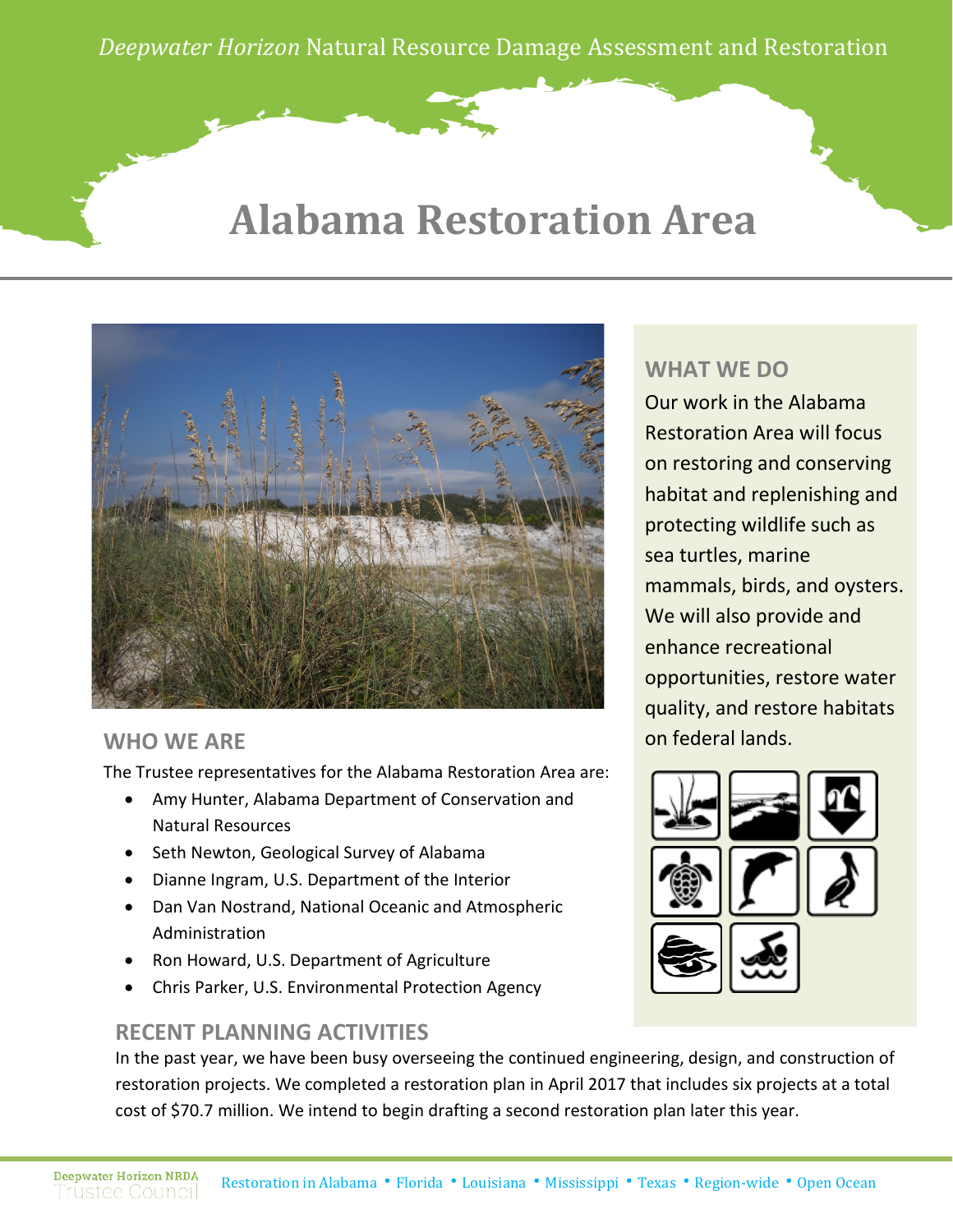*Deepwater Horizon* Natural Resource Damage Assessment and Restoration

# Alabama Restoration Area

## WHO WE ARE

The Trustee representatives for the Alabama Restoration Area are:

- Amy Hunter, Alabama Department of Conservation and Natural Resources
- Seth Newton, Geological Survey of Alabama
- Dianne Ingram, U.S. Department of the Interior
- Dan Van Nostrand, National Oceanic and Atmospheric Administration
- Ron Howard, U.S. Department of Agriculture
- Chris Parker, U.S. Environmental Protection Agency

## WHAT WE DO

Our work in the Alabama Restoration Area will focus on restoring and conserving habitat and replenishing and protecting wildlife such as sea turtles, marine mammals, birds, and oysters. We will also provide and enhance recreational opportunities, restore water quality, and restore habitats on federal lands.

## RECENT PLANNING ACTIVITIES

In the past year, we have been busy overseeing the continued engineering, design, and construction of restoration projects. We completed a restoration plan in April 2017 that includes six projects at a total cost of $70.7 million. We intend to begin drafting a second restoration plan later this year.

Deepwater Horizon NRDA Trustee Council

Restoration in Alabama • Florida • Louisiana • Mississippi • Texas • Region-wide • Open Ocean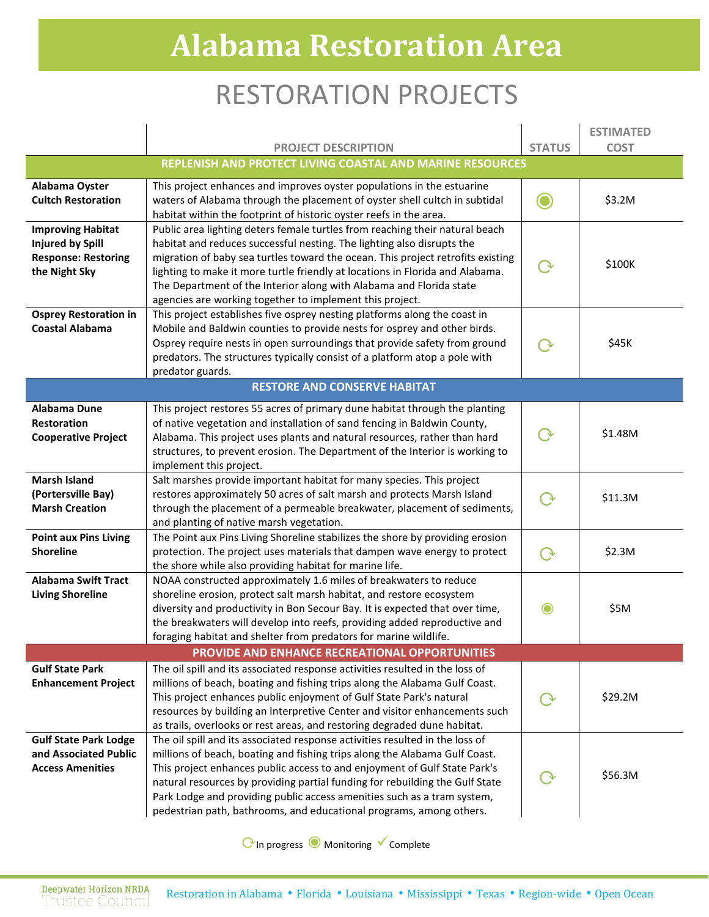# Alabama Restoration Area

## RESTORATION PROJECTS

| | PROJECT DESCRIPTION | STATUS | ESTIMATED COST |
|---|---|---|---|
| **REPLENISH AND PROTECT LIVING COASTAL AND MARINE RESOURCES** | | | |
| **Alabama Oyster Cultch Restoration** | This project enhances and improves oyster populations in the estuarine waters of Alabama through the placement of oyster shell cultch in subtidal habitat within the footprint of historic oyster reefs in the area. | Monitoring | $3.2M |
| **Improving Habitat Injured by Spill Response: Restoring the Night Sky** | Public area lighting deters female turtles from reaching their natural beach habitat and reduces successful nesting. The lighting also disrupts the migration of baby sea turtles toward the ocean. This project retrofits existing lighting to make it more turtle friendly at locations in Florida and Alabama. The Department of the Interior along with Alabama and Florida state agencies are working together to implement this project. | In progress | $100K |
| **Osprey Restoration in Coastal Alabama** | This project establishes five osprey nesting platforms along the coast in Mobile and Baldwin counties to provide nests for osprey and other birds. Osprey require nests in open surroundings that provide safety from ground predators. The structures typically consist of a platform atop a pole with predator guards. | In progress | $45K |
| **RESTORE AND CONSERVE HABITAT** | | | |
| **Alabama Dune Restoration Cooperative Project** | This project restores 55 acres of primary dune habitat through the planting of native vegetation and installation of sand fencing in Baldwin County, Alabama. This project uses plants and natural resources, rather than hard structures, to prevent erosion. The Department of the Interior is working to implement this project. | In progress | $1.48M |
| **Marsh Island (Portersville Bay) Marsh Creation** | Salt marshes provide important habitat for many species. This project restores approximately 50 acres of salt marsh and protects Marsh Island through the placement of a permeable breakwater, placement of sediments, and planting of native marsh vegetation. | In progress | $11.3M |
| **Point aux Pins Living Shoreline** | The Point aux Pins Living Shoreline stabilizes the shore by providing erosion protection. The project uses materials that dampen wave energy to protect the shore while also providing habitat for marine life. | In progress | $2.3M |
| **Alabama Swift Tract Living Shoreline** | NOAA constructed approximately 1.6 miles of breakwaters to reduce shoreline erosion, protect salt marsh habitat, and restore ecosystem diversity and productivity in Bon Secour Bay. It is expected that over time, the breakwaters will develop into reefs, providing added reproductive and foraging habitat and shelter from predators for marine wildlife. | Monitoring | $5M |
| **PROVIDE AND ENHANCE RECREATIONAL OPPORTUNITIES** | | | |
| **Gulf State Park Enhancement Project** | The oil spill and its associated response activities resulted in the loss of millions of beach, boating and fishing trips along the Alabama Gulf Coast. This project enhances public enjoyment of Gulf State Park's natural resources by building an Interpretive Center and visitor enhancements such as trails, overlooks or rest areas, and restoring degraded dune habitat. | In progress | $29.2M |
| **Gulf State Park Lodge and Associated Public Access Amenities** | The oil spill and its associated response activities resulted in the loss of millions of beach, boating and fishing trips along the Alabama Gulf Coast. This project enhances public access to and enjoyment of Gulf State Park's natural resources by providing partial funding for rebuilding the Gulf State Park Lodge and providing public access amenities such as a tram system, pedestrian path, bathrooms, and educational programs, among others. | In progress | $56.3M |

In progress · Monitoring · Complete

Deepwater Horizon NRDA Trustee Council

Restoration in Alabama • Florida • Louisiana • Mississippi • Texas • Region-wide • Open Ocean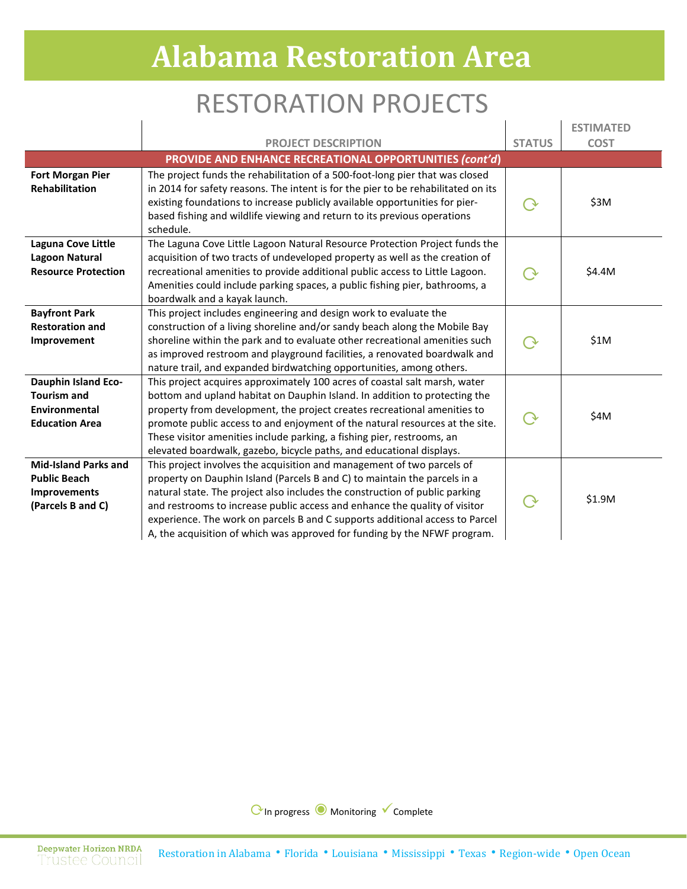# Alabama Restoration Area

## RESTORATION PROJECTS

| | PROJECT DESCRIPTION | STATUS | ESTIMATED COST |
|---|---|---|---|
| | **PROVIDE AND ENHANCE RECREATIONAL OPPORTUNITIES *(cont'd)*** | | |
| **Fort Morgan Pier Rehabilitation** | The project funds the rehabilitation of a 500-foot-long pier that was closed in 2014 for safety reasons. The intent is for the pier to be rehabilitated on its existing foundations to increase publicly available opportunities for pier-based fishing and wildlife viewing and return to its previous operations schedule. | In progress | $3M |
| **Laguna Cove Little Lagoon Natural Resource Protection** | The Laguna Cove Little Lagoon Natural Resource Protection Project funds the acquisition of two tracts of undeveloped property as well as the creation of recreational amenities to provide additional public access to Little Lagoon. Amenities could include parking spaces, a public fishing pier, bathrooms, a boardwalk and a kayak launch. | In progress | $4.4M |
| **Bayfront Park Restoration and Improvement** | This project includes engineering and design work to evaluate the construction of a living shoreline and/or sandy beach along the Mobile Bay shoreline within the park and to evaluate other recreational amenities such as improved restroom and playground facilities, a renovated boardwalk and nature trail, and expanded birdwatching opportunities, among others. | In progress | $1M |
| **Dauphin Island Eco-Tourism and Environmental Education Area** | This project acquires approximately 100 acres of coastal salt marsh, water bottom and upland habitat on Dauphin Island. In addition to protecting the property from development, the project creates recreational amenities to promote public access to and enjoyment of the natural resources at the site. These visitor amenities include parking, a fishing pier, restrooms, an elevated boardwalk, gazebo, bicycle paths, and educational displays. | In progress | $4M |
| **Mid-Island Parks and Public Beach Improvements (Parcels B and C)** | This project involves the acquisition and management of two parcels of property on Dauphin Island (Parcels B and C) to maintain the parcels in a natural state. The project also includes the construction of public parking and restrooms to increase public access and enhance the quality of visitor experience. The work on parcels B and C supports additional access to Parcel A, the acquisition of which was approved for funding by the NFWF program. | In progress | $1.9M |

In progress • Monitoring • Complete

Deepwater Horizon NRDA Trustee Council

Restoration in Alabama • Florida • Louisiana • Mississippi • Texas • Region-wide • Open Ocean